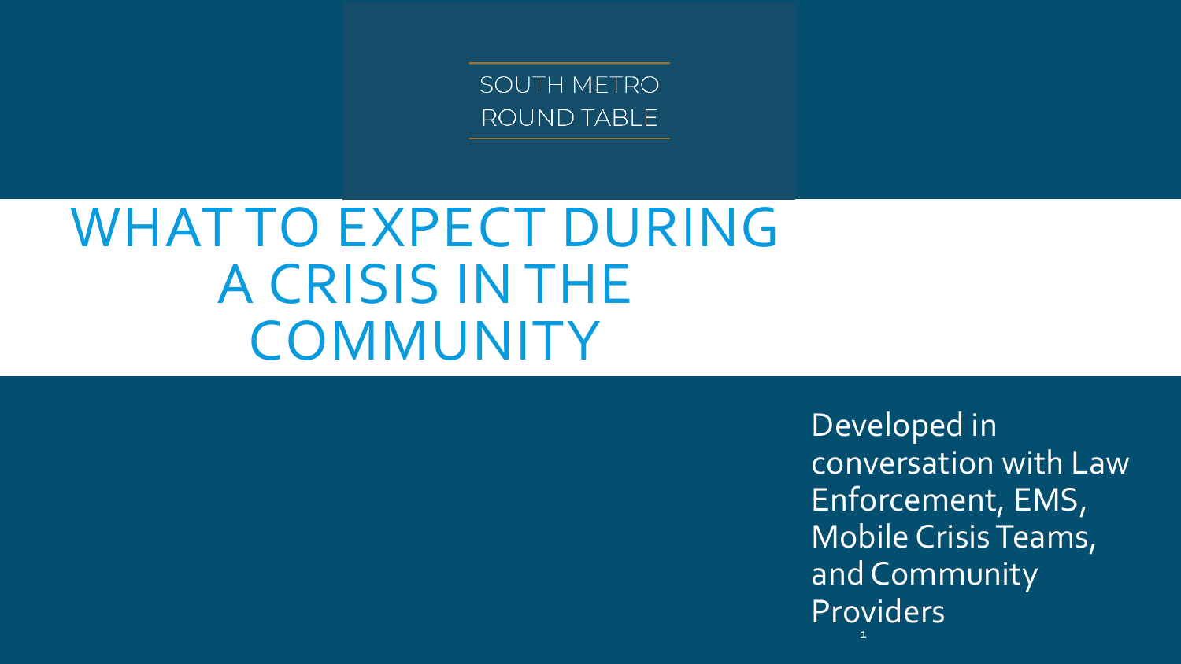SOUTH METRO ROUND TABLE

# WHAT TO EXPECT DURING A CRISIS IN THE COMMUNITY

Developed in conversation with Law Enforcement, EMS, Mobile Crisis Teams, and Community Providers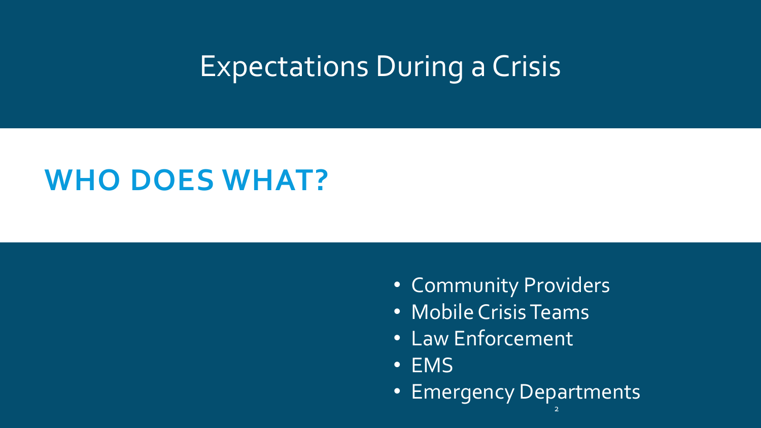# Expectations During a Crisis

## WHO DOES WHAT?

- Community Providers
- Mobile Crisis Teams
- Law Enforcement
- EMS
- Emergency Departments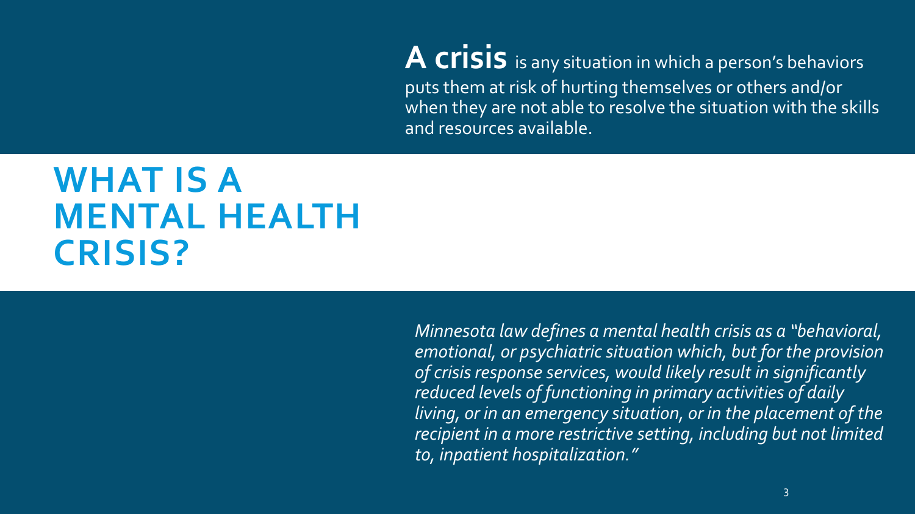# WHAT IS A MENTAL HEALTH CRISIS?

**A crisis** is any situation in which a person's behaviors puts them at risk of hurting themselves or others and/or when they are not able to resolve the situation with the skills and resources available.

*Minnesota law defines a mental health crisis as a "behavioral, emotional, or psychiatric situation which, but for the provision of crisis response services, would likely result in significantly reduced levels of functioning in primary activities of daily living, or in an emergency situation, or in the placement of the recipient in a more restrictive setting, including but not limited to, inpatient hospitalization."*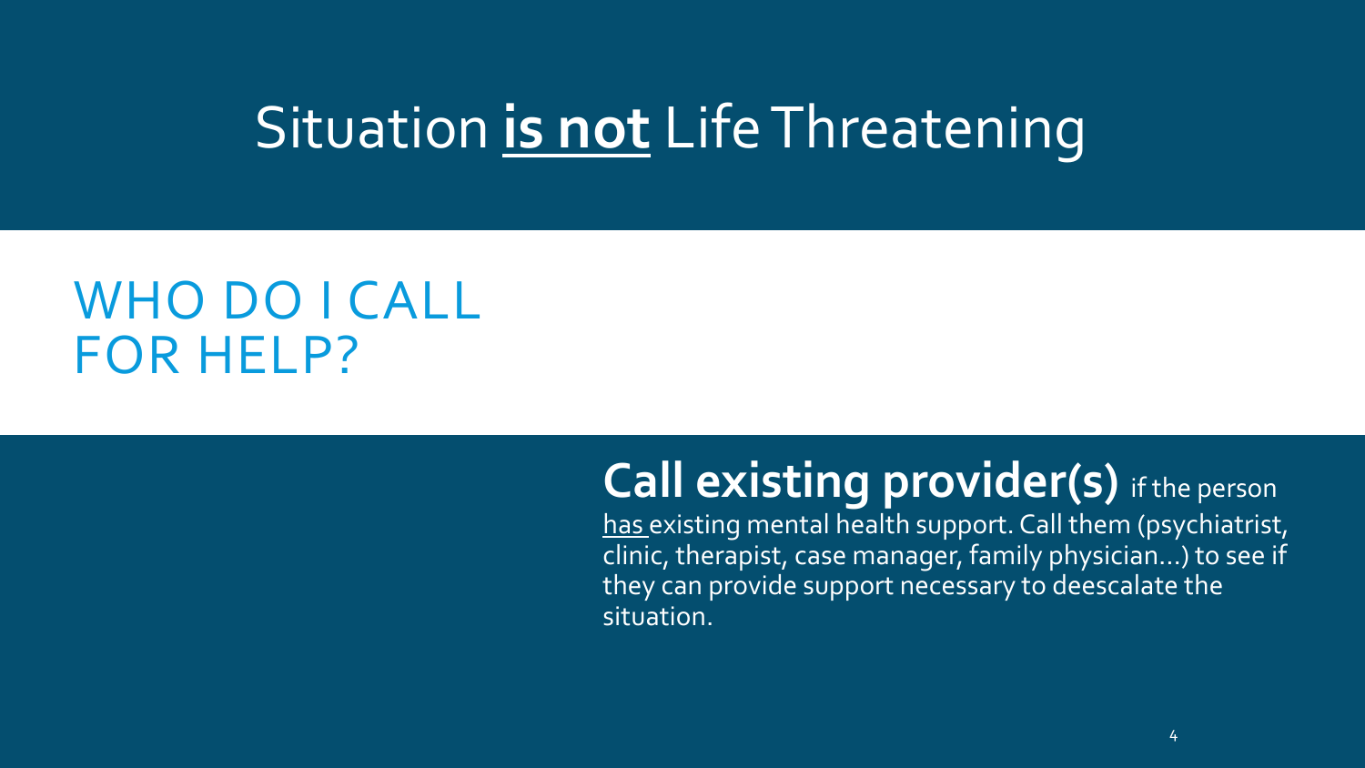# Situation **<u>is not</u>** Life Threatening

## WHO DO I CALL FOR HELP?

**Call existing provider(s)** if the person <u>has</u> existing mental health support. Call them (psychiatrist, clinic, therapist, case manager, family physician…) to see if they can provide support necessary to deescalate the situation.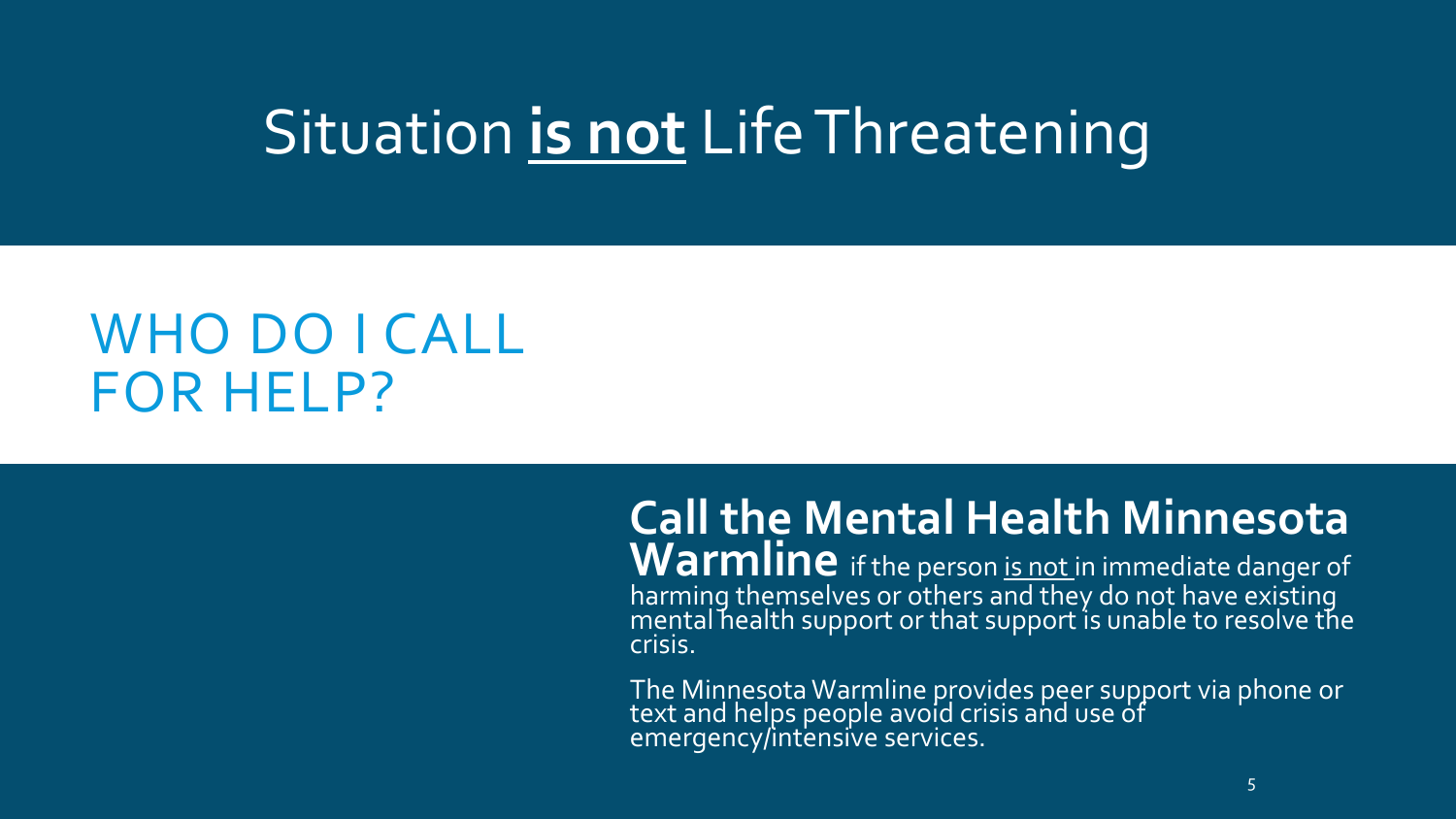# Situation **is not** Life Threatening

## WHO DO I CALL FOR HELP?

**Call the Mental Health Minnesota Warmline** if the person is not in immediate danger of harming themselves or others and they do not have existing mental health support or that support is unable to resolve the crisis.

The Minnesota Warmline provides peer support via phone or text and helps people avoid crisis and use of emergency/intensive services.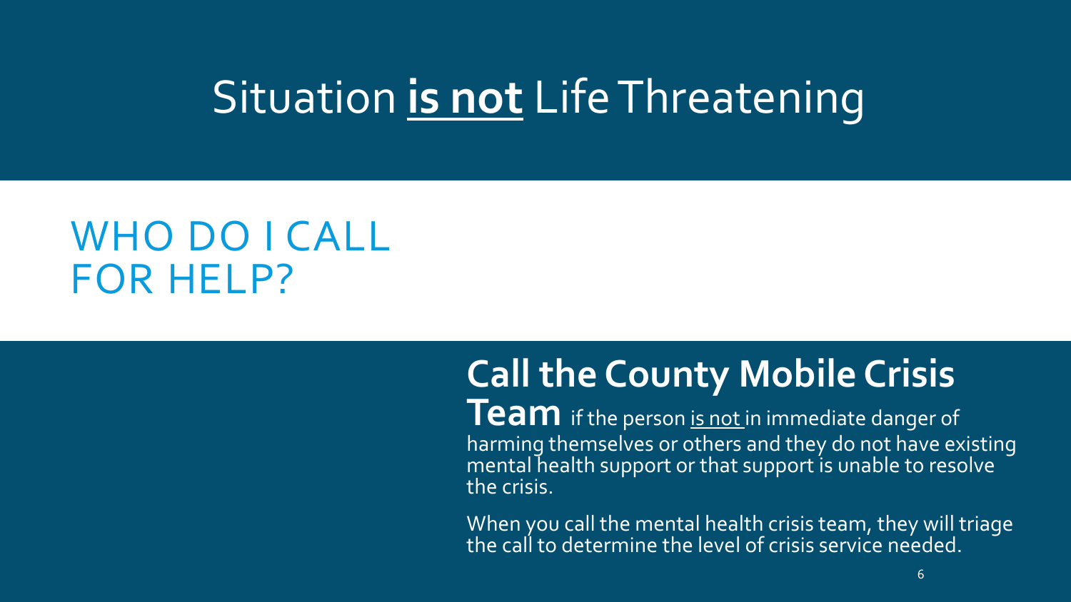# Situation **is not** Life Threatening

## WHO DO I CALL FOR HELP?

**Call the County Mobile Crisis Team** if the person is not in immediate danger of harming themselves or others and they do not have existing mental health support or that support is unable to resolve the crisis.

When you call the mental health crisis team, they will triage the call to determine the level of crisis service needed.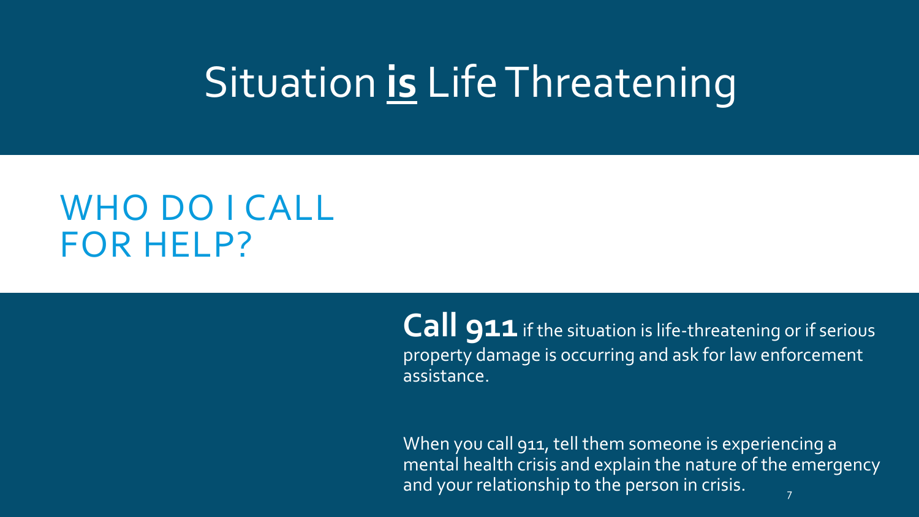# Situation **is** Life Threatening

## WHO DO I CALL FOR HELP?

**Call 911** if the situation is life-threatening or if serious property damage is occurring and ask for law enforcement assistance.

When you call 911, tell them someone is experiencing a mental health crisis and explain the nature of the emergency and your relationship to the person in crisis.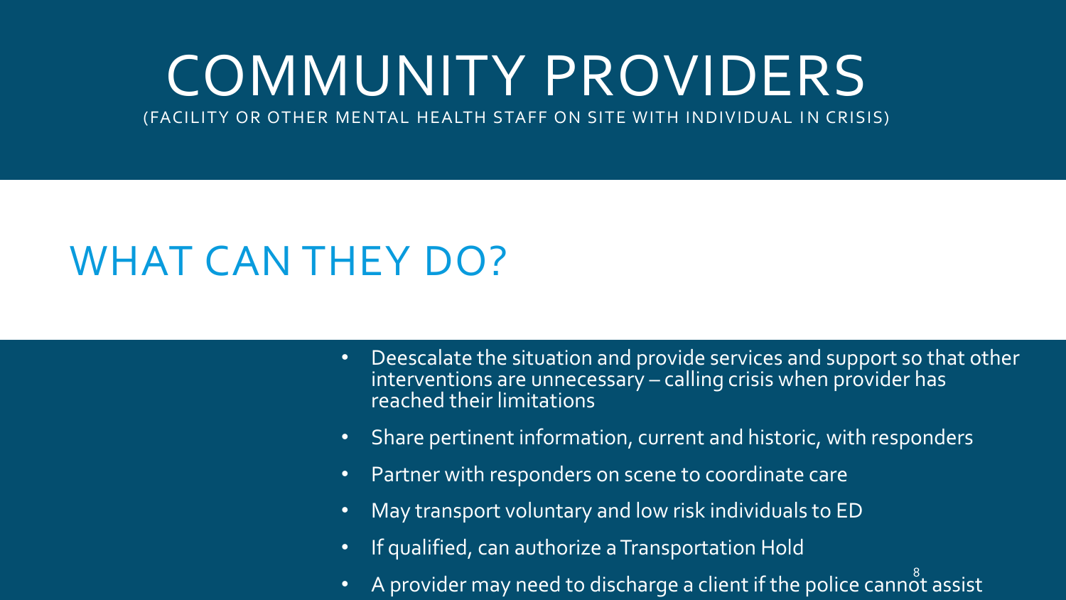# COMMUNITY PROVIDERS

(FACILITY OR OTHER MENTAL HEALTH STAFF ON SITE WITH INDIVIDUAL IN CRISIS)

## WHAT CAN THEY DO?

- Deescalate the situation and provide services and support so that other interventions are unnecessary – calling crisis when provider has reached their limitations
- Share pertinent information, current and historic, with responders
- Partner with responders on scene to coordinate care
- May transport voluntary and low risk individuals to ED
- If qualified, can authorize a Transportation Hold
- A provider may need to discharge a client if the police cannot assist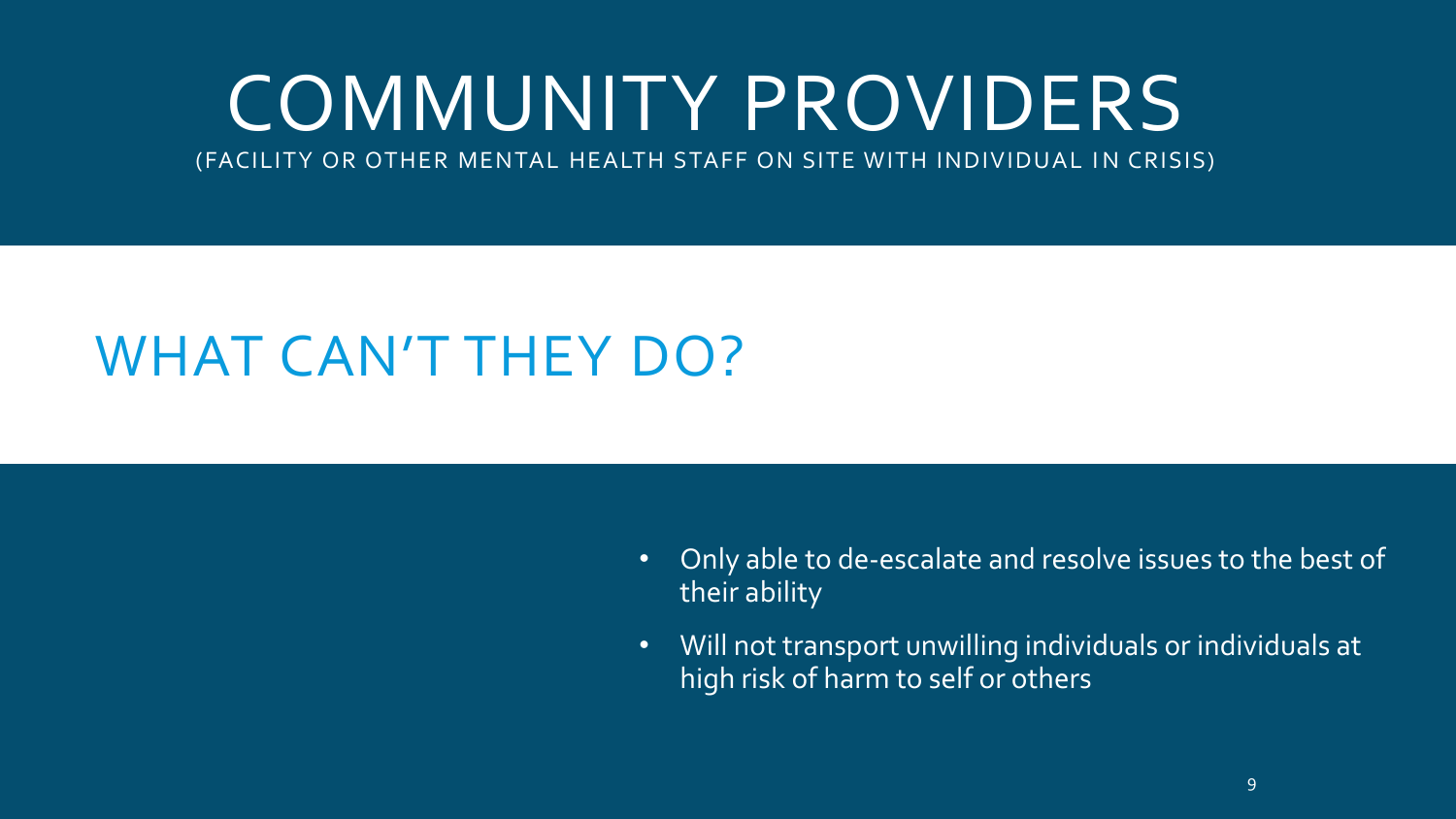# COMMUNITY PROVIDERS

(FACILITY OR OTHER MENTAL HEALTH STAFF ON SITE WITH INDIVIDUAL IN CRISIS)

## WHAT CAN'T THEY DO?

- Only able to de-escalate and resolve issues to the best of their ability
- Will not transport unwilling individuals or individuals at high risk of harm to self or others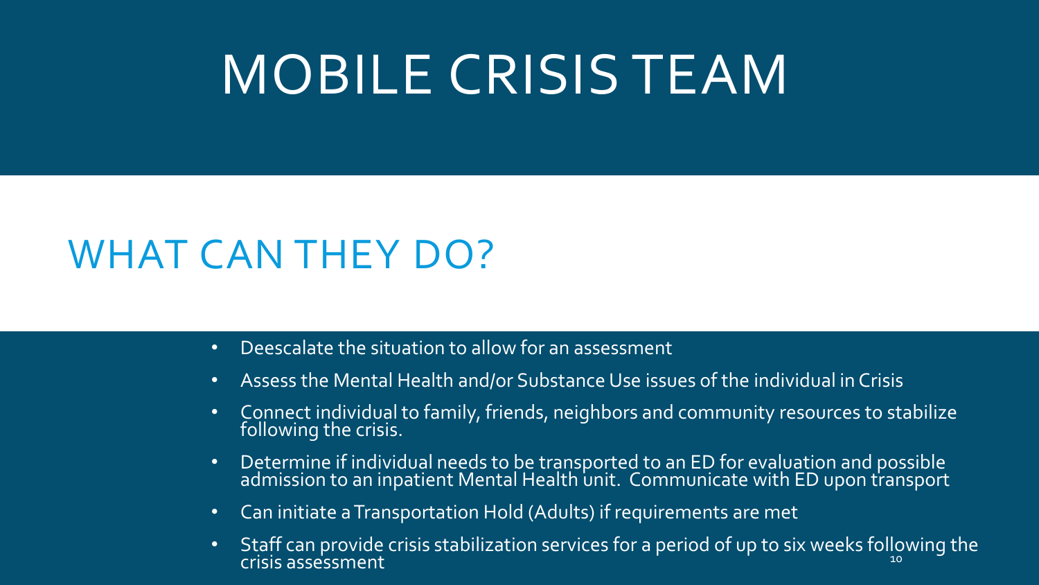# MOBILE CRISIS TEAM

## WHAT CAN THEY DO?

- Deescalate the situation to allow for an assessment
- Assess the Mental Health and/or Substance Use issues of the individual in Crisis
- Connect individual to family, friends, neighbors and community resources to stabilize following the crisis.
- Determine if individual needs to be transported to an ED for evaluation and possible admission to an inpatient Mental Health unit. Communicate with ED upon transport
- Can initiate a Transportation Hold (Adults) if requirements are met
- Staff can provide crisis stabilization services for a period of up to six weeks following the crisis assessment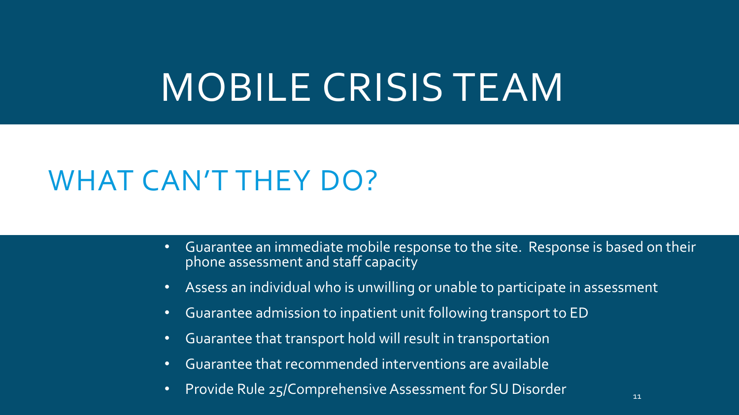# MOBILE CRISIS TEAM

## WHAT CAN'T THEY DO?

- Guarantee an immediate mobile response to the site. Response is based on their phone assessment and staff capacity
- Assess an individual who is unwilling or unable to participate in assessment
- Guarantee admission to inpatient unit following transport to ED
- Guarantee that transport hold will result in transportation
- Guarantee that recommended interventions are available
- Provide Rule 25/Comprehensive Assessment for SU Disorder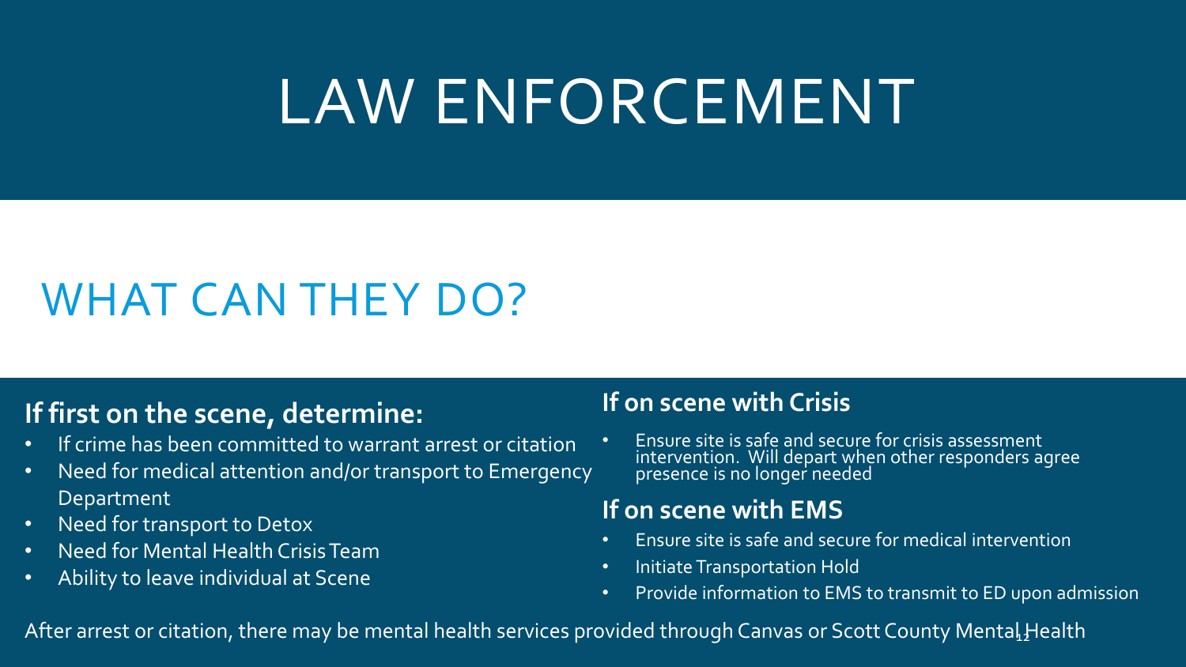# LAW ENFORCEMENT

## WHAT CAN THEY DO?

### If first on the scene, determine:

- If crime has been committed to warrant arrest or citation
- Need for medical attention and/or transport to Emergency Department
- Need for transport to Detox
- Need for Mental Health Crisis Team
- Ability to leave individual at Scene

### If on scene with Crisis

- Ensure site is safe and secure for crisis assessment intervention. Will depart when other responders agree presence is no longer needed

### If on scene with EMS

- Ensure site is safe and secure for medical intervention
- Initiate Transportation Hold
- Provide information to EMS to transmit to ED upon admission

After arrest or citation, there may be mental health services provided through Canvas or Scott County Mental Health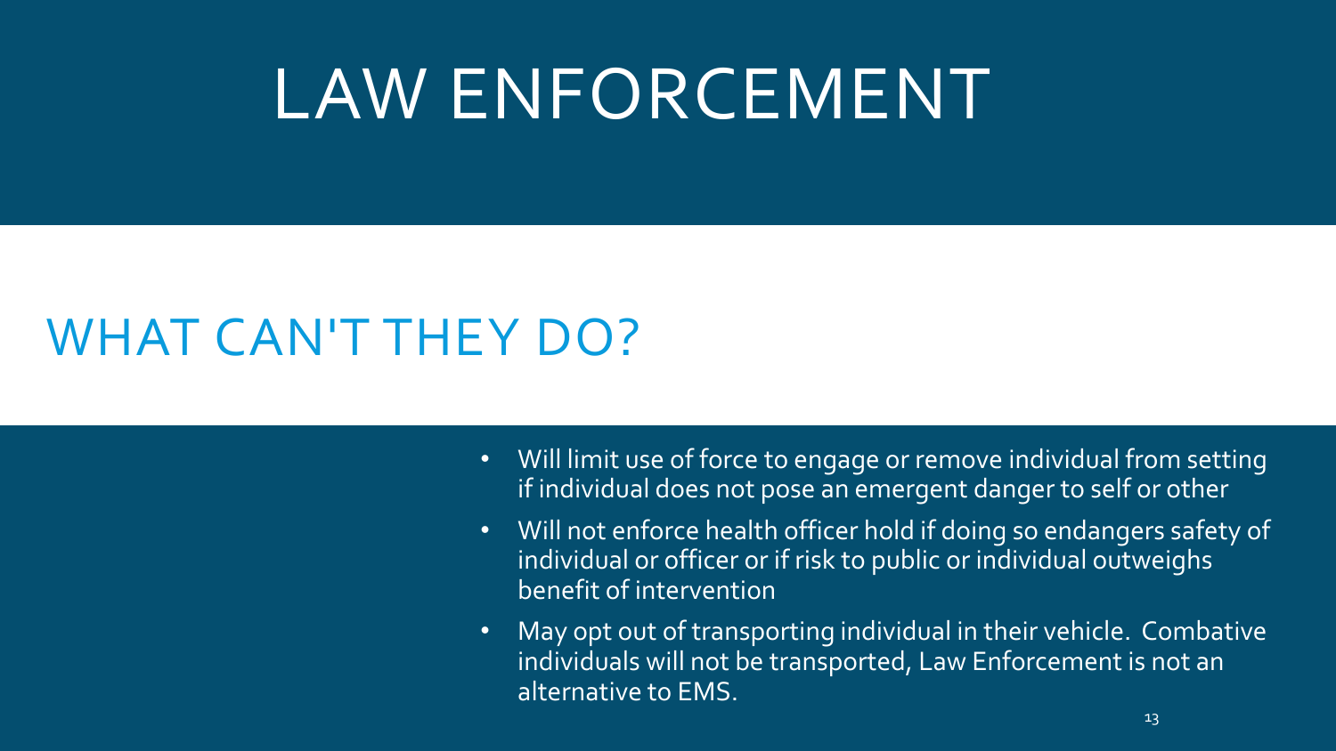# LAW ENFORCEMENT

## WHAT CAN'T THEY DO?

- Will limit use of force to engage or remove individual from setting if individual does not pose an emergent danger to self or other
- Will not enforce health officer hold if doing so endangers safety of individual or officer or if risk to public or individual outweighs benefit of intervention
- May opt out of transporting individual in their vehicle. Combative individuals will not be transported, Law Enforcement is not an alternative to EMS.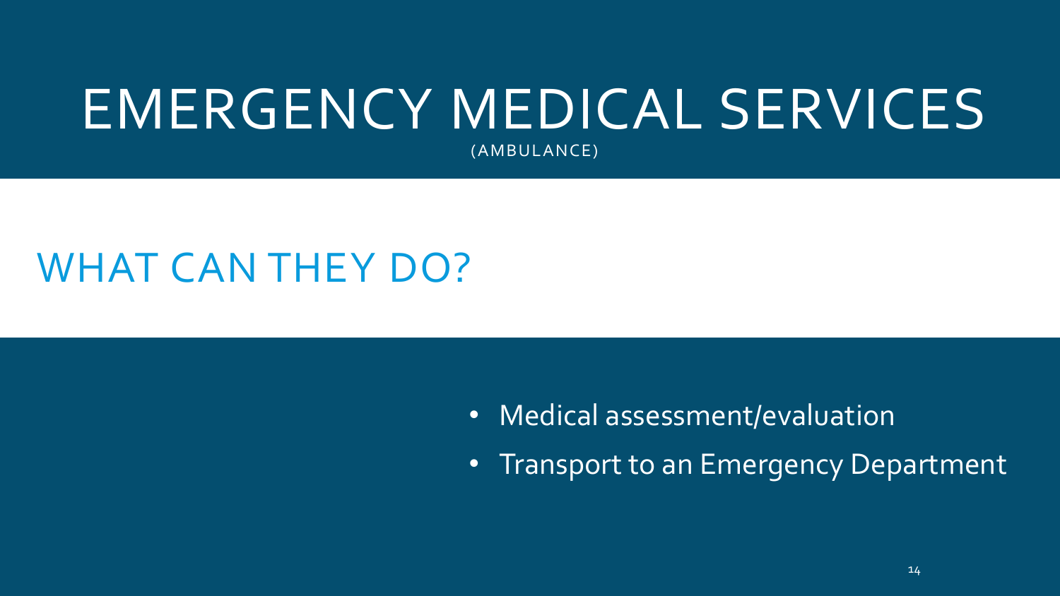# EMERGENCY MEDICAL SERVICES

(AMBULANCE)

## WHAT CAN THEY DO?

- Medical assessment/evaluation
- Transport to an Emergency Department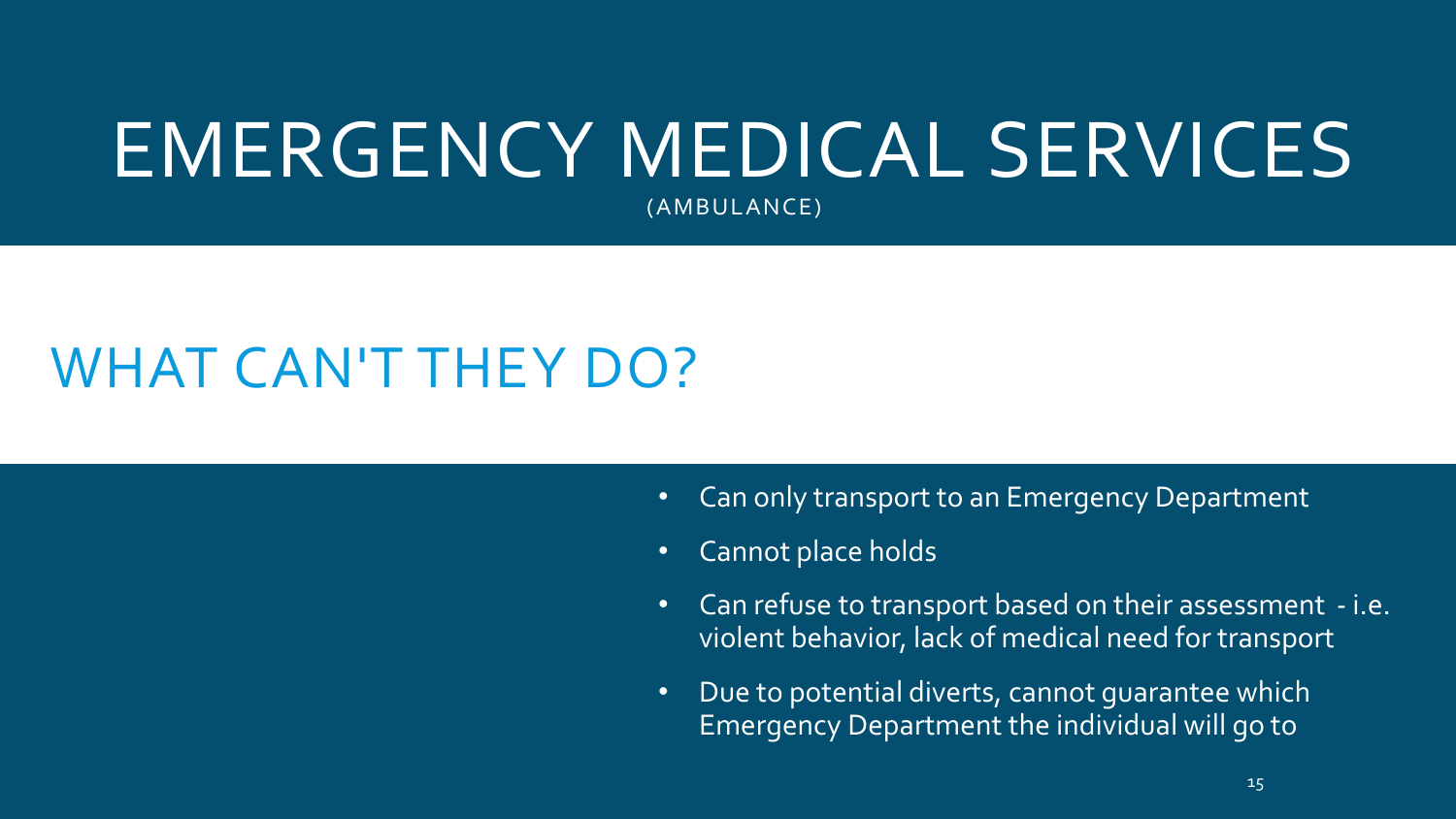# EMERGENCY MEDICAL SERVICES

(AMBULANCE)

## WHAT CAN'T THEY DO?

- Can only transport to an Emergency Department
- Cannot place holds
- Can refuse to transport based on their assessment - i.e. violent behavior, lack of medical need for transport
- Due to potential diverts, cannot guarantee which Emergency Department the individual will go to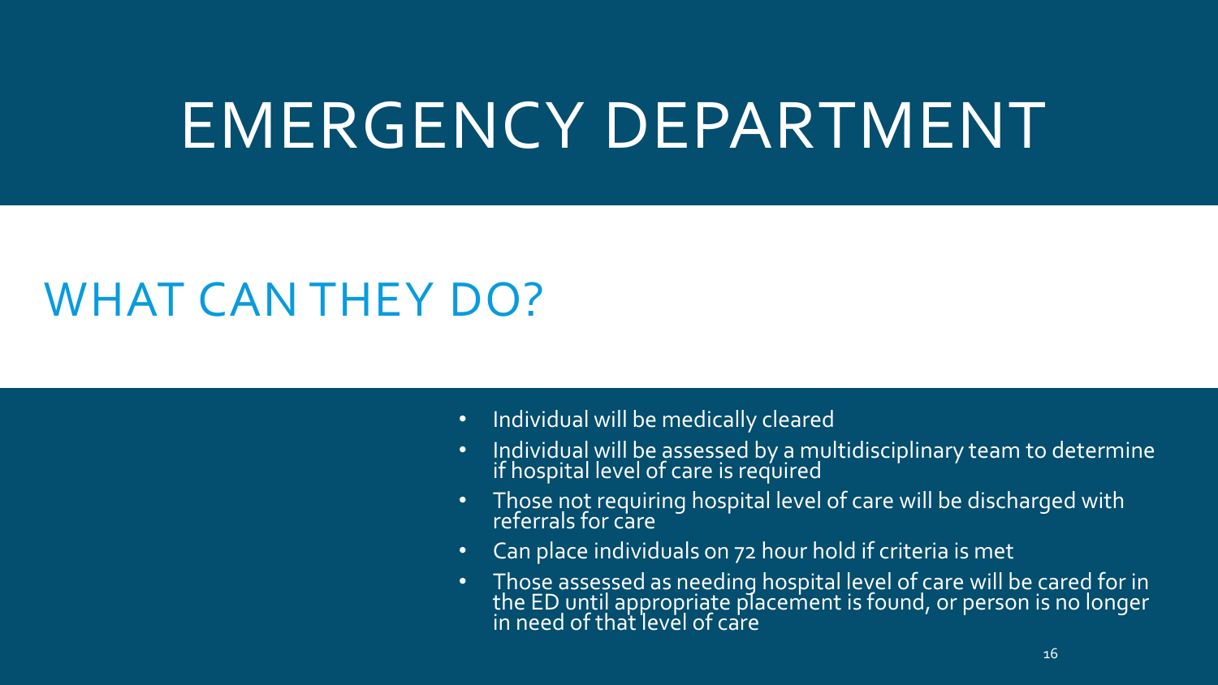# EMERGENCY DEPARTMENT

## WHAT CAN THEY DO?

- Individual will be medically cleared
- Individual will be assessed by a multidisciplinary team to determine if hospital level of care is required
- Those not requiring hospital level of care will be discharged with referrals for care
- Can place individuals on 72 hour hold if criteria is met
- Those assessed as needing hospital level of care will be cared for in the ED until appropriate placement is found, or person is no longer in need of that level of care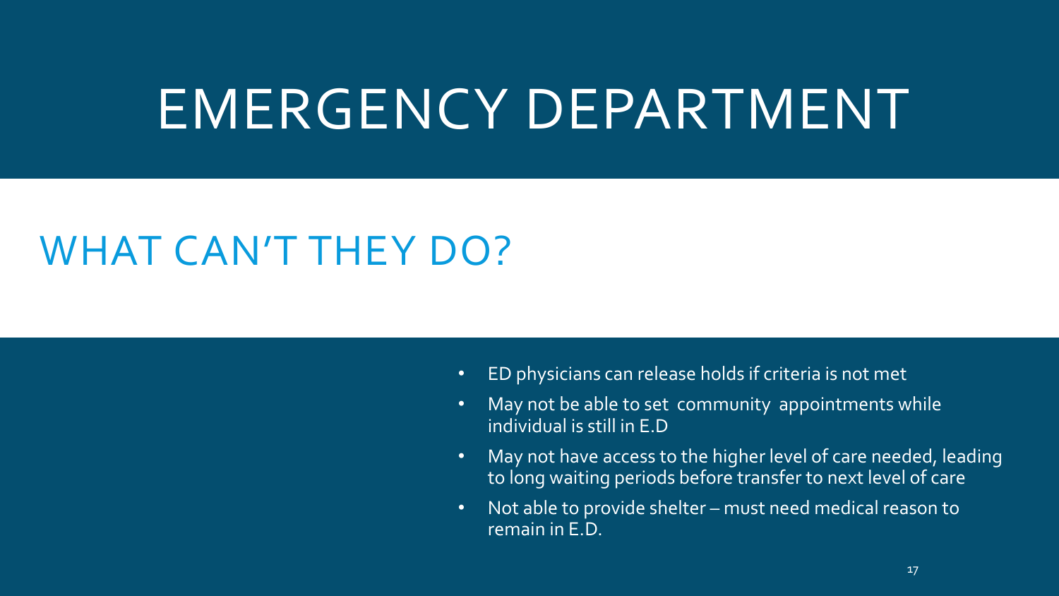# EMERGENCY DEPARTMENT

## WHAT CAN'T THEY DO?

- ED physicians can release holds if criteria is not met
- May not be able to set community appointments while individual is still in E.D
- May not have access to the higher level of care needed, leading to long waiting periods before transfer to next level of care
- Not able to provide shelter – must need medical reason to remain in E.D.